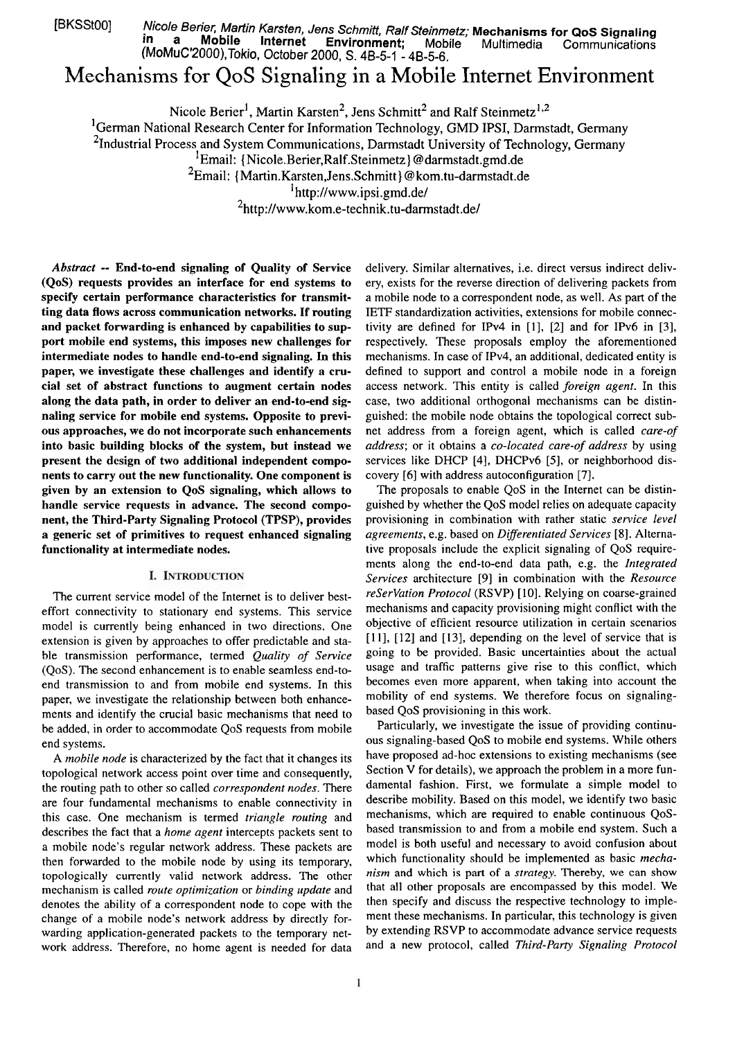[BKSSt00] *Nicole Berier, Martin Karsten, Jens Schmitt, Ralf Steinmetz;* **Mechanisms for QoS Signaling in a Mobile Internet Environment;** Mobile Multimedia Communications (MoMuC'2000), Tokio, October 2000, S. 4B-5-1 - 4B-5-6.

# Mechanisms for QoS Signaling in a Mobile Internet Environment

Nicole Berier[1], Martin Karsten[2], Jens Schmitt[2] and Ralf Steinmetz[1,2]

[1]German National Research Center for Information Technology, GMD IPSI, Darmstadt, Germany

[2]Industrial Process and System Communications, Darmstadt University of Technology, Germany

[1]Email: {Nicole.Berier,Ralf.Steinmetz}@darmstadt.gmd.de

[2]Email: {Martin.Karsten,Jens.Schmitt}@kom.tu-darmstadt.de

[1]http://www.ipsi.gmd.de/

[2]http://www.kom.e-technik.tu-darmstadt.de/

***Abstract* -- End-to-end signaling of Quality of Service (QoS) requests provides an interface for end systems to specify certain performance characteristics for transmitting data flows across communication networks. If routing and packet forwarding is enhanced by capabilities to support mobile end systems, this imposes new challenges for intermediate nodes to handle end-to-end signaling. In this paper, we investigate these challenges and identify a crucial set of abstract functions to augment certain nodes along the data path, in order to deliver an end-to-end signaling service for mobile end systems. Opposite to previous approaches, we do not incorporate such enhancements into basic building blocks of the system, but instead we present the design of two additional independent components to carry out the new functionality. One component is given by an extension to QoS signaling, which allows to handle service requests in advance. The second component, the Third-Party Signaling Protocol (TPSP), provides a generic set of primitives to request enhanced signaling functionality at intermediate nodes.**

## I. Introduction

The current service model of the Internet is to deliver best-effort connectivity to stationary end systems. This service model is currently being enhanced in two directions. One extension is given by approaches to offer predictable and stable transmission performance, termed *Quality of Service* (QoS). The second enhancement is to enable seamless end-to-end transmission to and from mobile end systems. In this paper, we investigate the relationship between both enhancements and identify the crucial basic mechanisms that need to be added, in order to accommodate QoS requests from mobile end systems.

A *mobile node* is characterized by the fact that it changes its topological network access point over time and consequently, the routing path to other so called *correspondent nodes*. There are four fundamental mechanisms to enable connectivity in this case. One mechanism is termed *triangle routing* and describes the fact that a *home agent* intercepts packets sent to a mobile node's regular network address. These packets are then forwarded to the mobile node by using its temporary, topologically currently valid network address. The other mechanism is called *route optimization* or *binding update* and denotes the ability of a correspondent node to cope with the change of a mobile node's network address by directly forwarding application-generated packets to the temporary network address. Therefore, no home agent is needed for data delivery. Similar alternatives, i.e. direct versus indirect delivery, exists for the reverse direction of delivering packets from a mobile node to a correspondent node, as well. As part of the IETF standardization activities, extensions for mobile connectivity are defined for IPv4 in [1], [2] and for IPv6 in [3], respectively. These proposals employ the aforementioned mechanisms. In case of IPv4, an additional, dedicated entity is defined to support and control a mobile node in a foreign access network. This entity is called *foreign agent*. In this case, two additional orthogonal mechanisms can be distinguished: the mobile node obtains the topological correct subnet address from a foreign agent, which is called *care-of address*; or it obtains a *co-located care-of address* by using services like DHCP [4], DHCPv6 [5], or neighborhood discovery [6] with address autoconfiguration [7].

The proposals to enable QoS in the Internet can be distinguished by whether the QoS model relies on adequate capacity provisioning in combination with rather static *service level agreements*, e.g. based on *Differentiated Services* [8]. Alternative proposals include the explicit signaling of QoS requirements along the end-to-end data path, e.g. the *Integrated Services* architecture [9] in combination with the *Resource reSerVation Protocol* (RSVP) [10]. Relying on coarse-grained mechanisms and capacity provisioning might conflict with the objective of efficient resource utilization in certain scenarios [11], [12] and [13], depending on the level of service that is going to be provided. Basic uncertainties about the actual usage and traffic patterns give rise to this conflict, which becomes even more apparent, when taking into account the mobility of end systems. We therefore focus on signaling-based QoS provisioning in this work.

Particularly, we investigate the issue of providing continuous signaling-based QoS to mobile end systems. While others have proposed ad-hoc extensions to existing mechanisms (see Section V for details), we approach the problem in a more fundamental fashion. First, we formulate a simple model to describe mobility. Based on this model, we identify two basic mechanisms, which are required to enable continuous QoS-based transmission to and from a mobile end system. Such a model is both useful and necessary to avoid confusion about which functionality should be implemented as basic *mechanism* and which is part of a *strategy*. Thereby, we can show that all other proposals are encompassed by this model. We then specify and discuss the respective technology to implement these mechanisms. In particular, this technology is given by extending RSVP to accommodate advance service requests and a new protocol, called *Third-Party Signaling Protocol*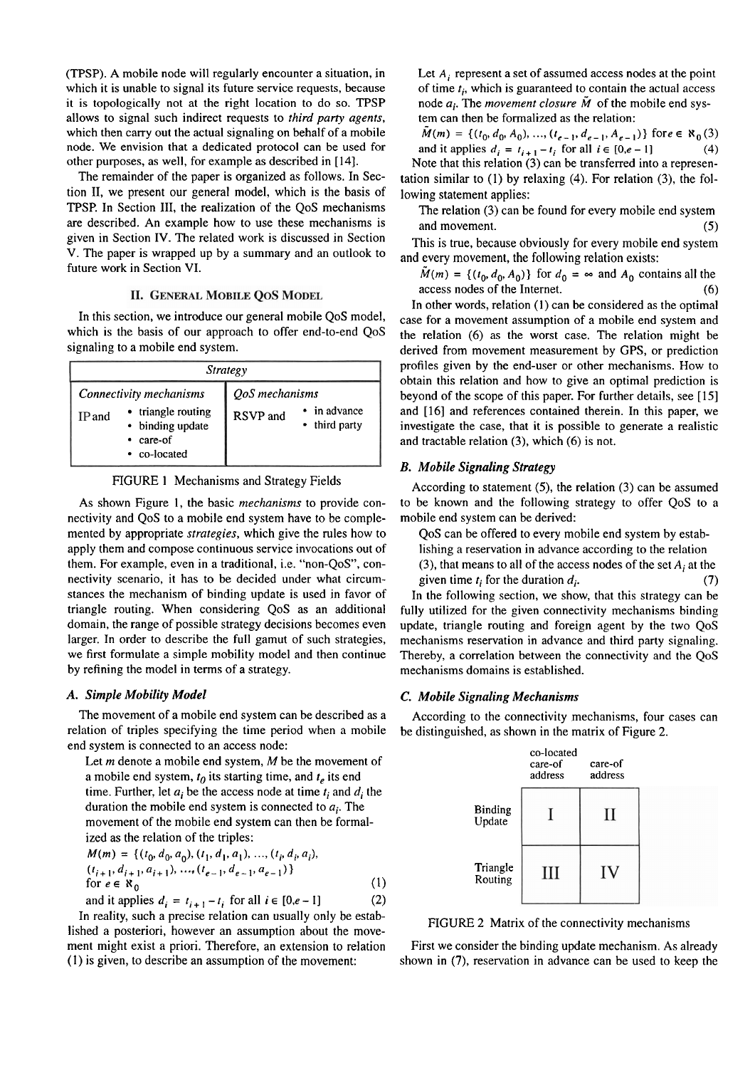(TPSP). A mobile node will regularly encounter a situation, in which it is unable to signal its future service requests, because it is topologically not at the right location to do so. TPSP allows to signal such indirect requests to *third party agents*, which then carry out the actual signaling on behalf of a mobile node. We envision that a dedicated protocol can be used for other purposes, as well, for example as described in [14].

The remainder of the paper is organized as follows. In Section II, we present our general model, which is the basis of TPSP. In Section III, the realization of the QoS mechanisms are described. An example how to use these mechanisms is given in Section IV. The related work is discussed in Section V. The paper is wrapped up by a summary and an outlook to future work in Section VI.

## II. General Mobile QoS Model

In this section, we introduce our general mobile QoS model, which is the basis of our approach to offer end-to-end QoS signaling to a mobile end system.

| *Strategy* | |
|---|---|
| *Connectivity mechanisms* | *QoS mechanisms* |
| IP and • triangle routing • binding update • care-of • co-located | RSVP and • in advance • third party |

FIGURE 1 Mechanisms and Strategy Fields

As shown Figure 1, the basic *mechanisms* to provide connectivity and QoS to a mobile end system have to be complemented by appropriate *strategies*, which give the rules how to apply them and compose continuous service invocations out of them. For example, even in a traditional, i.e. "non-QoS", connectivity scenario, it has to be decided under what circumstances the mechanism of binding update is used in favor of triangle routing. When considering QoS as an additional domain, the range of possible strategy decisions becomes even larger. In order to describe the full gamut of such strategies, we first formulate a simple mobility model and then continue by refining the model in terms of a strategy.

### A. Simple Mobility Model

The movement of a mobile end system can be described as a relation of triples specifying the time period when a mobile end system is connected to an access node:

Let $m$ denote a mobile end system, $M$ be the movement of a mobile end system, $t_0$ its starting time, and $t_e$ its end time. Further, let $a_i$ be the access node at time $t_i$ and $d_i$ the duration the mobile end system is connected to $a_i$. The movement of the mobile end system can then be formalized as the relation of the triples:

$$M(m) = \{(t_0, d_0, a_0), (t_1, d_1, a_1), \ldots, (t_i, d_i, a_i), (t_{i+1}, d_{i+1}, a_{i+1}), \ldots, (t_{e-1}, d_{e-1}, a_{e-1})\} \text{ for } e \in \aleph_0 \quad (1)$$

$$\text{and it applies } d_i = t_{i+1} - t_i \text{ for all } i \in [0, e-1] \quad (2)$$

In reality, such a precise relation can usually only be established a posteriori, however an assumption about the movement might exist a priori. Therefore, an extension to relation (1) is given, to describe an assumption of the movement:

Let $A_i$ represent a set of assumed access nodes at the point of time $t_i$, which is guaranteed to contain the actual access node $a_i$. The *movement closure* $\tilde{M}$ of the mobile end system can then be formalized as the relation:

$$\tilde{M}(m) = \{(t_0, d_0, A_0), \ldots, (t_{e-1}, d_{e-1}, A_{e-1})\} \text{ for } e \in \aleph_0 \quad (3)$$

$$\text{and it applies } d_i = t_{i+1} - t_i \text{ for all } i \in [0, e-1] \quad (4)$$

Note that this relation (3) can be transferred into a representation similar to (1) by relaxing (4). For relation (3), the following statement applies:

The relation (3) can be found for every mobile end system and movement. (5)

This is true, because obviously for every mobile end system and every movement, the following relation exists:

$\tilde{M}(m) = \{(t_0, d_0, A_0)\}$ for $d_0 = \infty$ and $A_0$ contains all the access nodes of the Internet. (6)

In other words, relation (1) can be considered as the optimal case for a movement assumption of a mobile end system and the relation (6) as the worst case. The relation might be derived from movement measurement by GPS, or prediction profiles given by the end-user or other mechanisms. How to obtain this relation and how to give an optimal prediction is beyond of the scope of this paper. For further details, see [15] and [16] and references contained therein. In this paper, we investigate the case, that it is possible to generate a realistic and tractable relation (3), which (6) is not.

### B. Mobile Signaling Strategy

According to statement (5), the relation (3) can be assumed to be known and the following strategy to offer QoS to a mobile end system can be derived:

QoS can be offered to every mobile end system by establishing a reservation in advance according to the relation (3), that means to all of the access nodes of the set $A_i$ at the given time $t_i$ for the duration $d_i$. (7)

In the following section, we show, that this strategy can be fully utilized for the given connectivity mechanisms binding update, triangle routing and foreign agent by the two QoS mechanisms reservation in advance and third party signaling. Thereby, a correlation between the connectivity and the QoS mechanisms domains is established.

### C. Mobile Signaling Mechanisms

According to the connectivity mechanisms, four cases can be distinguished, as shown in the matrix of Figure 2.

| | co-located care-of address | care-of address |
|---|---|---|
| Binding Update | I | II |
| Triangle Routing | III | IV |

FIGURE 2 Matrix of the connectivity mechanisms

First we consider the binding update mechanism. As already shown in (7), reservation in advance can be used to keep the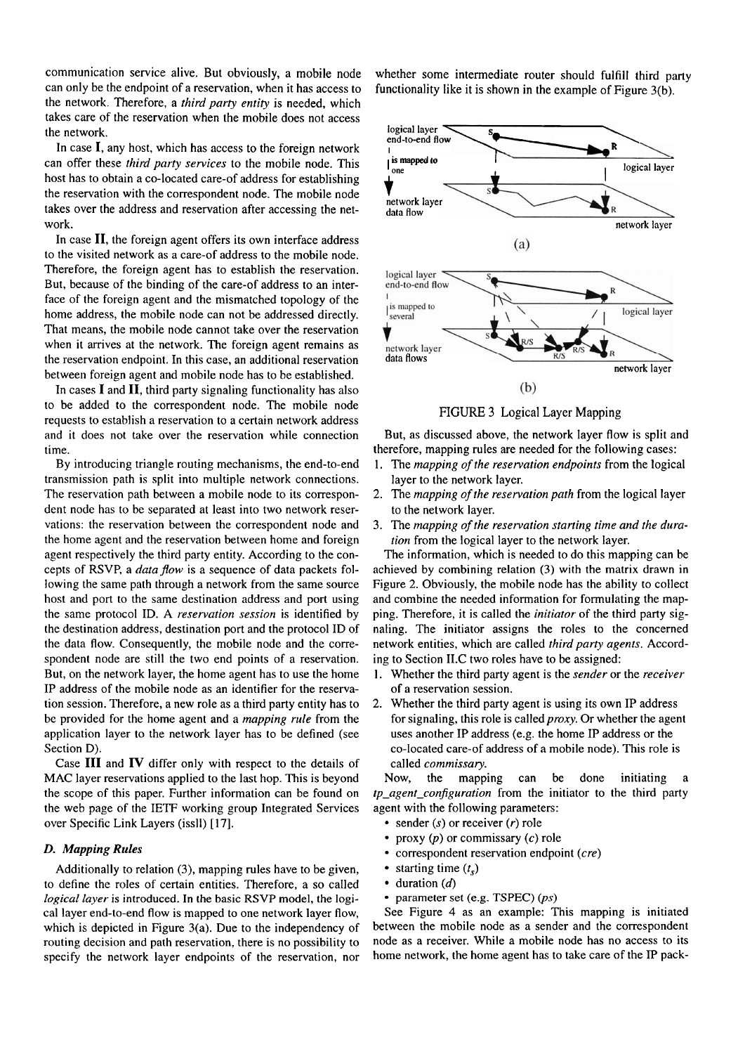communication service alive. But obviously, a mobile node can only be the endpoint of a reservation, when it has access to the network. Therefore, a *third party entity* is needed, which takes care of the reservation when the mobile does not access the network.

In case **I**, any host, which has access to the foreign network can offer these *third party services* to the mobile node. This host has to obtain a co-located care-of address for establishing the reservation with the correspondent node. The mobile node takes over the address and reservation after accessing the network.

In case **II**, the foreign agent offers its own interface address to the visited network as a care-of address to the mobile node. Therefore, the foreign agent has to establish the reservation. But, because of the binding of the care-of address to an interface of the foreign agent and the mismatched topology of the home address, the mobile node can not be addressed directly. That means, the mobile node cannot take over the reservation when it arrives at the network. The foreign agent remains as the reservation endpoint. In this case, an additional reservation between foreign agent and mobile node has to be established.

In cases **I** and **II**, third party signaling functionality has also to be added to the correspondent node. The mobile node requests to establish a reservation to a certain network address and it does not take over the reservation while connection time.

By introducing triangle routing mechanisms, the end-to-end transmission path is split into multiple network connections. The reservation path between a mobile node to its correspondent node has to be separated at least into two network reservations: the reservation between the correspondent node and the home agent and the reservation between home and foreign agent respectively the third party entity. According to the concepts of RSVP, a *data flow* is a sequence of data packets following the same path through a network from the same source host and port to the same destination address and port using the same protocol ID. A *reservation session* is identified by the destination address, destination port and the protocol ID of the data flow. Consequently, the mobile node and the correspondent node are still the two end points of a reservation. But, on the network layer, the home agent has to use the home IP address of the mobile node as an identifier for the reservation session. Therefore, a new role as a third party entity has to be provided for the home agent and a *mapping rule* from the application layer to the network layer has to be defined (see Section D).

Case **III** and **IV** differ only with respect to the details of MAC layer reservations applied to the last hop. This is beyond the scope of this paper. Further information can be found on the web page of the IETF working group Integrated Services over Specific Link Layers (issll) [17].

### D. Mapping Rules

Additionally to relation (3), mapping rules have to be given, to define the roles of certain entities. Therefore, a so called *logical layer* is introduced. In the basic RSVP model, the logical layer end-to-end flow is mapped to one network layer flow, which is depicted in Figure 3(a). Due to the independency of routing decision and path reservation, there is no possibility to specify the network layer endpoints of the reservation, nor whether some intermediate router should fulfill third party functionality like it is shown in the example of Figure 3(b).

FIGURE 3 Logical Layer Mapping

But, as discussed above, the network layer flow is split and therefore, mapping rules are needed for the following cases:

1. The *mapping of the reservation endpoints* from the logical layer to the network layer.
2. The *mapping of the reservation path* from the logical layer to the network layer.
3. The *mapping of the reservation starting time and the duration* from the logical layer to the network layer.

The information, which is needed to do this mapping can be achieved by combining relation (3) with the matrix drawn in Figure 2. Obviously, the mobile node has the ability to collect and combine the needed information for formulating the mapping. Therefore, it is called the *initiator* of the third party signaling. The initiator assigns the roles to the concerned network entities, which are called *third party agents*. According to Section II.C two roles have to be assigned:

1. Whether the third party agent is the *sender* or the *receiver* of a reservation session.
2. Whether the third party agent is using its own IP address for signaling, this role is called *proxy*. Or whether the agent uses another IP address (e.g. the home IP address or the co-located care-of address of a mobile node). This role is called *commissary*.

Now, the mapping can be done initiating a *tp_agent_configuration* from the initiator to the third party agent with the following parameters:

- sender ($s$) or receiver ($r$) role
- proxy ($p$) or commissary ($c$) role
- correspondent reservation endpoint ($cre$)
- starting time ($t_s$)
- duration ($d$)
- parameter set (e.g. TSPEC) ($ps$)

See Figure 4 as an example: This mapping is initiated between the mobile node as a sender and the correspondent node as a receiver. While a mobile node has no access to its home network, the home agent has to take care of the IP pack-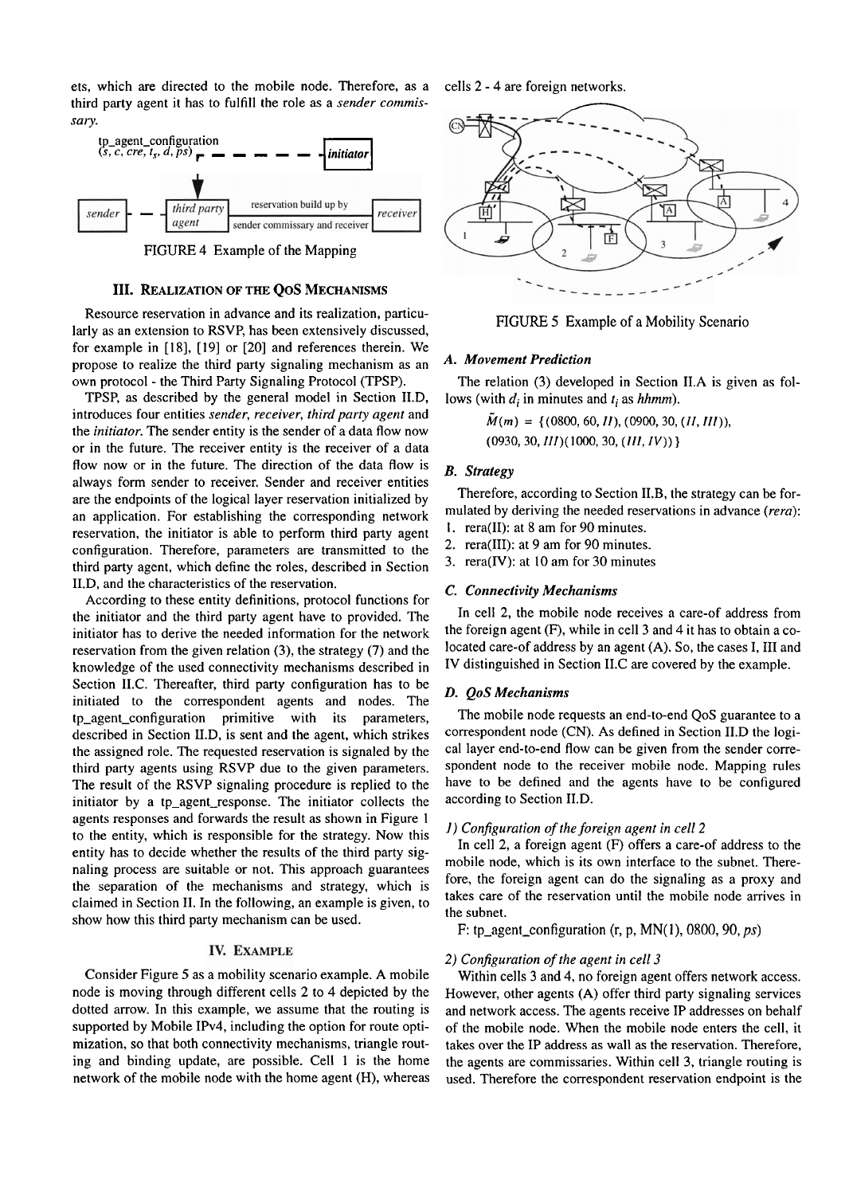ets, which are directed to the mobile node. Therefore, as a third party agent it has to fulfill the role as a *sender commissary*.

FIGURE 4 Example of the Mapping

## III. Realization of the QoS Mechanisms

Resource reservation in advance and its realization, particularly as an extension to RSVP, has been extensively discussed, for example in [18], [19] or [20] and references therein. We propose to realize the third party signaling mechanism as an own protocol - the Third Party Signaling Protocol (TPSP).

TPSP, as described by the general model in Section II.D, introduces four entities *sender, receiver, third party agent* and the *initiator*. The sender entity is the sender of a data flow now or in the future. The receiver entity is the receiver of a data flow now or in the future. The direction of the data flow is always form sender to receiver. Sender and receiver entities are the endpoints of the logical layer reservation initialized by an application. For establishing the corresponding network reservation, the initiator is able to perform third party agent configuration. Therefore, parameters are transmitted to the third party agent, which define the roles, described in Section II.D, and the characteristics of the reservation.

According to these entity definitions, protocol functions for the initiator and the third party agent have to provided. The initiator has to derive the needed information for the network reservation from the given relation (3), the strategy (7) and the knowledge of the used connectivity mechanisms described in Section II.C. Thereafter, third party configuration has to be initiated to the correspondent agents and nodes. The tp_agent_configuration primitive with its parameters, described in Section II.D, is sent and the agent, which strikes the assigned role. The requested reservation is signaled by the third party agents using RSVP due to the given parameters. The result of the RSVP signaling procedure is replied to the initiator by a tp_agent_response. The initiator collects the agents responses and forwards the result as shown in Figure 1 to the entity, which is responsible for the strategy. Now this entity has to decide whether the results of the third party signaling process are suitable or not. This approach guarantees the separation of the mechanisms and strategy, which is claimed in Section II. In the following, an example is given, to show how this third party mechanism can be used.

## IV. Example

Consider Figure 5 as a mobility scenario example. A mobile node is moving through different cells 2 to 4 depicted by the dotted arrow. In this example, we assume that the routing is supported by Mobile IPv4, including the option for route optimization, so that both connectivity mechanisms, triangle routing and binding update, are possible. Cell 1 is the home network of the mobile node with the home agent (H), whereas cells 2 - 4 are foreign networks.

FIGURE 5 Example of a Mobility Scenario

### A. Movement Prediction

The relation (3) developed in Section II.A is given as follows (with $d_i$ in minutes and $t_i$ as *hhmm*).

$$\tilde{M}(m) = \{(0800, 60, II), (0900, 30, (II, III)), (0930, 30, III)(1000, 30, (III, IV))\}$$

### B. Strategy

Therefore, according to Section II.B, the strategy can be formulated by deriving the needed reservations in advance (*rera*):

1. rera(II): at 8 am for 90 minutes.
2. rera(III): at 9 am for 90 minutes.
3. rera(IV): at 10 am for 30 minutes

### C. Connectivity Mechanisms

In cell 2, the mobile node receives a care-of address from the foreign agent (F), while in cell 3 and 4 it has to obtain a co-located care-of address by an agent (A). So, the cases I, III and IV distinguished in Section II.C are covered by the example.

### D. QoS Mechanisms

The mobile node requests an end-to-end QoS guarantee to a correspondent node (CN). As defined in Section II.D the logical layer end-to-end flow can be given from the sender correspondent node to the receiver mobile node. Mapping rules have to be defined and the agents have to be configured according to Section II.D.

#### 1) Configuration of the foreign agent in cell 2

In cell 2, a foreign agent (F) offers a care-of address to the mobile node, which is its own interface to the subnet. Therefore, the foreign agent can do the signaling as a proxy and takes care of the reservation until the mobile node arrives in the subnet.

F: tp_agent_configuration (r, p, MN(1), 0800, 90, *ps*)

#### 2) Configuration of the agent in cell 3

Within cells 3 and 4, no foreign agent offers network access. However, other agents (A) offer third party signaling services and network access. The agents receive IP addresses on behalf of the mobile node. When the mobile node enters the cell, it takes over the IP address as wall as the reservation. Therefore, the agents are commissaries. Within cell 3, triangle routing is used. Therefore the correspondent reservation endpoint is the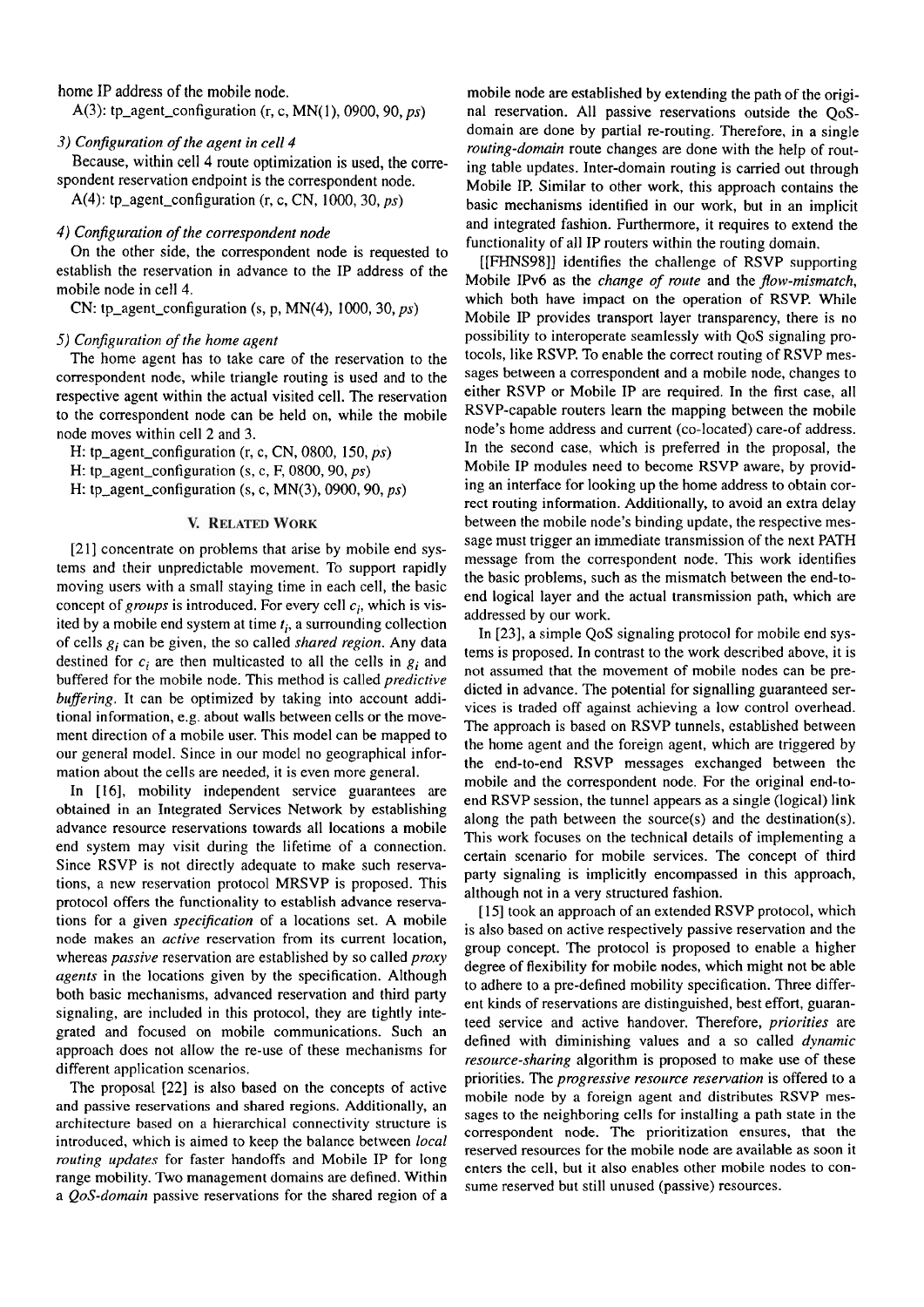home IP address of the mobile node.

A(3): tp_agent_configuration (r, c, MN(1), 0900, 90, *ps*)

*3) Configuration of the agent in cell 4*

Because, within cell 4 route optimization is used, the correspondent reservation endpoint is the correspondent node.

A(4): tp_agent_configuration (r, c, CN, 1000, 30, *ps*)

*4) Configuration of the correspondent node*

On the other side, the correspondent node is requested to establish the reservation in advance to the IP address of the mobile node in cell 4.

CN: tp_agent_configuration (s, p, MN(4), 1000, 30, *ps*)

*5) Configuration of the home agent*

The home agent has to take care of the reservation to the correspondent node, while triangle routing is used and to the respective agent within the actual visited cell. The reservation to the correspondent node can be held on, while the mobile node moves within cell 2 and 3.

H: tp_agent_configuration (r, c, CN, 0800, 150, *ps*)

H: tp_agent_configuration (s, c, F, 0800, 90, *ps*)

H: tp_agent_configuration (s, c, MN(3), 0900, 90, *ps*)

## V. Related Work

[21] concentrate on problems that arise by mobile end systems and their unpredictable movement. To support rapidly moving users with a small staying time in each cell, the basic concept of *groups* is introduced. For every cell $c_i$, which is visited by a mobile end system at time $t_i$, a surrounding collection of cells $g_i$ can be given, the so called *shared region*. Any data destined for $c_i$ are then multicasted to all the cells in $g_i$ and buffered for the mobile node. This method is called *predictive buffering*. It can be optimized by taking into account additional information, e.g. about walls between cells or the movement direction of a mobile user. This model can be mapped to our general model. Since in our model no geographical information about the cells are needed, it is even more general.

In [16], mobility independent service guarantees are obtained in an Integrated Services Network by establishing advance resource reservations towards all locations a mobile end system may visit during the lifetime of a connection. Since RSVP is not directly adequate to make such reservations, a new reservation protocol MRSVP is proposed. This protocol offers the functionality to establish advance reservations for a given *specification* of a locations set. A mobile node makes an *active* reservation from its current location, whereas *passive* reservation are established by so called *proxy agents* in the locations given by the specification. Although both basic mechanisms, advanced reservation and third party signaling, are included in this protocol, they are tightly integrated and focused on mobile communications. Such an approach does not allow the re-use of these mechanisms for different application scenarios.

The proposal [22] is also based on the concepts of active and passive reservations and shared regions. Additionally, an architecture based on a hierarchical connectivity structure is introduced, which is aimed to keep the balance between *local routing updates* for faster handoffs and Mobile IP for long range mobility. Two management domains are defined. Within a *QoS-domain* passive reservations for the shared region of a mobile node are established by extending the path of the original reservation. All passive reservations outside the QoS-domain are done by partial re-routing. Therefore, in a single *routing-domain* route changes are done with the help of routing table updates. Inter-domain routing is carried out through Mobile IP. Similar to other work, this approach contains the basic mechanisms identified in our work, but in an implicit and integrated fashion. Furthermore, it requires to extend the functionality of all IP routers within the routing domain.

[[FHNS98]] identifies the challenge of RSVP supporting Mobile IPv6 as the *change of route* and the *flow-mismatch*, which both have impact on the operation of RSVP. While Mobile IP provides transport layer transparency, there is no possibility to interoperate seamlessly with QoS signaling protocols, like RSVP. To enable the correct routing of RSVP messages between a correspondent and a mobile node, changes to either RSVP or Mobile IP are required. In the first case, all RSVP-capable routers learn the mapping between the mobile node's home address and current (co-located) care-of address. In the second case, which is preferred in the proposal, the Mobile IP modules need to become RSVP aware, by providing an interface for looking up the home address to obtain correct routing information. Additionally, to avoid an extra delay between the mobile node's binding update, the respective message must trigger an immediate transmission of the next PATH message from the correspondent node. This work identifies the basic problems, such as the mismatch between the end-to-end logical layer and the actual transmission path, which are addressed by our work.

In [23], a simple QoS signaling protocol for mobile end systems is proposed. In contrast to the work described above, it is not assumed that the movement of mobile nodes can be predicted in advance. The potential for signalling guaranteed services is traded off against achieving a low control overhead. The approach is based on RSVP tunnels, established between the home agent and the foreign agent, which are triggered by the end-to-end RSVP messages exchanged between the mobile and the correspondent node. For the original end-to-end RSVP session, the tunnel appears as a single (logical) link along the path between the source(s) and the destination(s). This work focuses on the technical details of implementing a certain scenario for mobile services. The concept of third party signaling is implicitly encompassed in this approach, although not in a very structured fashion.

[15] took an approach of an extended RSVP protocol, which is also based on active respectively passive reservation and the group concept. The protocol is proposed to enable a higher degree of flexibility for mobile nodes, which might not be able to adhere to a pre-defined mobility specification. Three different kinds of reservations are distinguished, best effort, guaranteed service and active handover. Therefore, *priorities* are defined with diminishing values and a so called *dynamic resource-sharing* algorithm is proposed to make use of these priorities. The *progressive resource reservation* is offered to a mobile node by a foreign agent and distributes RSVP messages to the neighboring cells for installing a path state in the correspondent node. The prioritization ensures, that the reserved resources for the mobile node are available as soon it enters the cell, but it also enables other mobile nodes to consume reserved but still unused (passive) resources.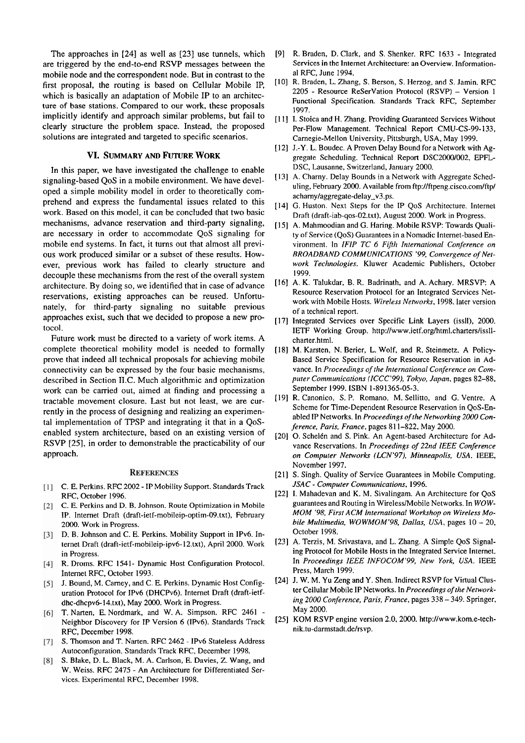The approaches in [24] as well as [23] use tunnels, which are triggered by the end-to-end RSVP messages between the mobile node and the correspondent node. But in contrast to the first proposal, the routing is based on Cellular Mobile IP, which is basically an adaptation of Mobile IP to an architecture of base stations. Compared to our work, these proposals implicitly identify and approach similar problems, but fail to clearly structure the problem space. Instead, the proposed solutions are integrated and targeted to specific scenarios.

## VI. Summary and Future Work

In this paper, we have investigated the challenge to enable signaling-based QoS in a mobile environment. We have developed a simple mobility model in order to theoretically comprehend and express the fundamental issues related to this work. Based on this model, it can be concluded that two basic mechanisms, advance reservation and third-party signaling, are necessary in order to accommodate QoS signaling for mobile end systems. In fact, it turns out that almost all previous work produced similar or a subset of these results. However, previous work has failed to clearly structure and decouple these mechanisms from the rest of the overall system architecture. By doing so, we identified that in case of advance reservations, existing approaches can be reused. Unfortunately, for third-party signaling no suitable previous approaches exist, such that we decided to propose a new protocol.

Future work must be directed to a variety of work items. A complete theoretical mobility model is needed to formally prove that indeed all technical proposals for achieving mobile connectivity can be expressed by the four basic mechanisms, described in Section II.C. Much algorithmic and optimization work can be carried out, aimed at finding and processing a tractable movement closure. Last but not least, we are currently in the process of designing and realizing an experimental implementation of TPSP and integrating it that in a QoS-enabled system architecture, based on an existing version of RSVP [25], in order to demonstrable the practicability of our approach.

## References

[1] C. E. Perkins. RFC 2002 - IP Mobility Support. Standards Track RFC, October 1996.

[2] C. E. Perkins and D. B. Johnson. Route Optimization in Mobile IP. Internet Draft (draft-ietf-mobileip-optim-09.txt), February 2000. Work in Progress.

[3] D. B. Johnson and C. E. Perkins. Mobility Support in IPv6. Internet Draft (draft-ietf-mobileip-ipv6-12.txt), April 2000. Work in Progress.

[4] R. Droms. RFC 1541- Dynamic Host Configuration Protocol. Internet RFC, October 1993.

[5] J. Bound, M. Carney, and C. E. Perkins. Dynamic Host Configuration Protocol for IPv6 (DHCPv6). Internet Draft (draft-ietf-dhc-dhcpv6-14.txt), May 2000. Work in Progress.

[6] T. Narten, E. Nordmark, and W. A. Simpson. RFC 2461 - Neighbor Discovery for IP Version 6 (IPv6). Standards Track RFC, December 1998.

[7] S. Thomson and T. Narten. RFC 2462 - IPv6 Stateless Address Autoconfiguration. Standards Track RFC, December 1998.

[8] S. Blake, D. L. Black, M. A. Carlson, E. Davies, Z. Wang, and W. Weiss. RFC 2475 - An Architecture for Differentiated Services. Experimental RFC, December 1998.

[9] R. Braden, D. Clark, and S. Shenker. RFC 1633 - Integrated Services in the Internet Architecture: an Overview. Informational RFC, June 1994.

[10] R. Braden, L. Zhang, S. Berson, S. Herzog, and S. Jamin. RFC 2205 - Resource ReSerVation Protocol (RSVP) – Version 1 Functional Specification. Standards Track RFC, September 1997.

[11] I. Stoica and H. Zhang. Providing Guaranteed Services Without Per-Flow Management. Technical Report CMU-CS-99-133, Carnegie-Mellon University, Pittsburgh, USA, May 1999.

[12] J.-Y. L. Boudec. A Proven Delay Bound for a Network with Aggregate Scheduling. Technical Report DSC2000/002, EPFL-DSC, Lausanne, Switzerland, January 2000.

[13] A. Charny. Delay Bounds in a Network with Aggregate Scheduling, February 2000. Available from ftp://ftpeng.cisco.com/ftp/acharny/aggregate-delay_v3.ps.

[14] G. Huston. Next Steps for the IP QoS Architecture. Internet Draft (draft-iab-qos-02.txt), August 2000. Work in Progress.

[15] A. Mahmoodian and G. Haring. Mobile RSVP: Towards Quality of Service (QoS) Guarantees in a Nomadic Internet-based Environment. In *IFIP TC 6 Fifth International Conference on BROADBAND COMMUNICATIONS '99, Convergence of Network Technologies*. Kluwer Academic Publishers, October 1999.

[16] A. K. Talukdar, B. R. Badrinath, and A. Achary. MRSVP: A Resource Reservation Protocol for an Integrated Services Network with Mobile Hosts. *Wireless Networks*, 1998. later version of a technical report.

[17] Integrated Services over Specific Link Layers (issll), 2000. IETF Working Group. http://www.ietf.org/html.charters/issll-charter.html.

[18] M. Karsten, N. Berier, L. Wolf, and R. Steinmetz. A Policy-Based Service Specification for Resource Reservation in Advance. In *Proceedings of the International Conference on Computer Communications (ICCC'99), Tokyo, Japan*, pages 82–88, September 1999. ISBN 1-891365-05-3.

[19] R. Canonico, S. P. Romano, M. Sellitto, and G. Ventre. A Scheme for Time-Dependent Resource Reservation in QoS-Enabled IP Networks. In *Proceedings of the Networking 2000 Conference, Paris, France*, pages 811–822, May 2000.

[20] O. Schelén and S. Pink. An Agent-based Architecture for Advance Reservations. In *Proceedings of 22nd IEEE Conference on Computer Networks (LCN'97), Minneapolis, USA*. IEEE, November 1997.

[21] S. Singh. Quality of Service Guarantees in Mobile Computing. *JSAC - Computer Communications*, 1996.

[22] I. Mahadevan and K. M. Sivalingam. An Architecture for QoS guarantees and Routing in Wireless/Mobile Networks. In *WOWMOM '98, First ACM International Workshop on Wireless Mobile Multimedia, WOWMOM'98, Dallas, USA*, pages 10 – 20, October 1998.

[23] A. Terzis, M. Srivastava, and L. Zhang. A Simple QoS Signaling Protocol for Mobile Hosts in the Integrated Service Internet. In *Proceedings IEEE INFOCOM'99, New York, USA*. IEEE Press, March 1999.

[24] J. W. M. Yu Zeng and Y. Shen. Indirect RSVP for Virtual Cluster Cellular Mobile IP Networks. In *Proceedings of the Networking 2000 Conference, Paris, France*, pages 338 – 349. Springer, May 2000.

[25] KOM RSVP engine version 2.0, 2000. http://www.kom.e-technik.tu-darmstadt.de/rsvp.